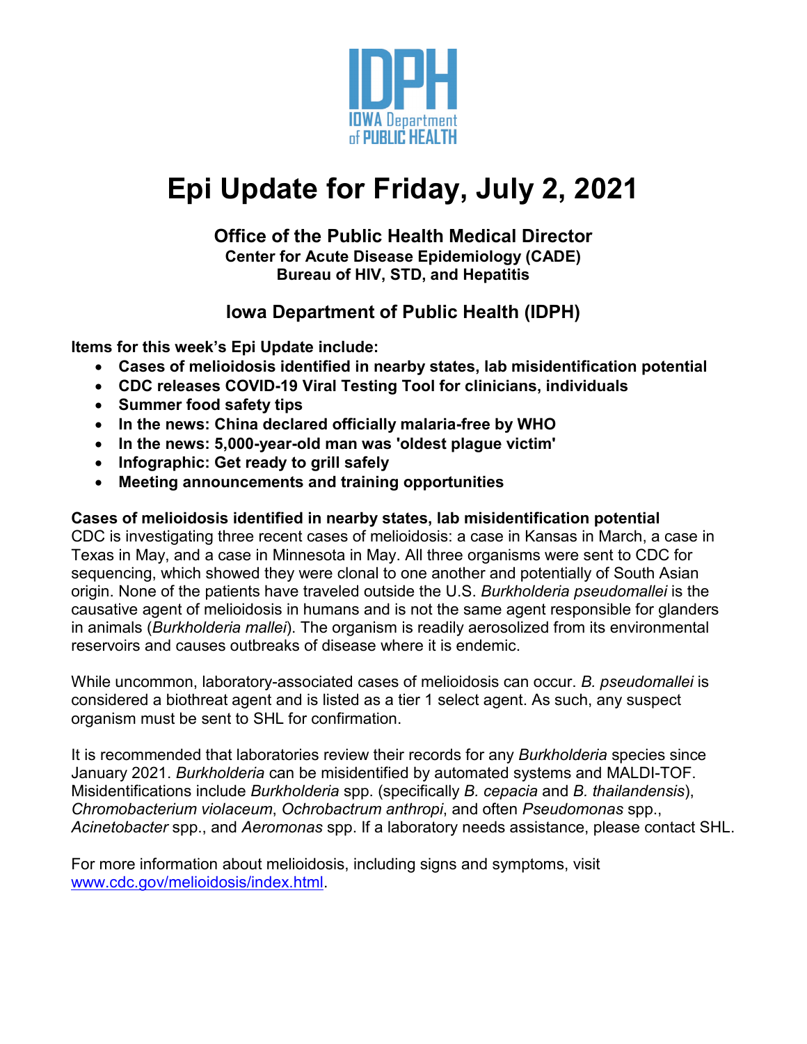IDPH
IOWA Department of PUBLIC HEALTH

# Epi Update for Friday, July 2, 2021

**Office of the Public Health Medical Director**
**Center for Acute Disease Epidemiology (CADE)**
**Bureau of HIV, STD, and Hepatitis**

**Iowa Department of Public Health (IDPH)**

**Items for this week's Epi Update include:**

- **Cases of melioidosis identified in nearby states, lab misidentification potential**
- **CDC releases COVID-19 Viral Testing Tool for clinicians, individuals**
- **Summer food safety tips**
- **In the news: China declared officially malaria-free by WHO**
- **In the news: 5,000-year-old man was 'oldest plague victim'**
- **Infographic: Get ready to grill safely**
- **Meeting announcements and training opportunities**

**Cases of melioidosis identified in nearby states, lab misidentification potential**

CDC is investigating three recent cases of melioidosis: a case in Kansas in March, a case in Texas in May, and a case in Minnesota in May. All three organisms were sent to CDC for sequencing, which showed they were clonal to one another and potentially of South Asian origin. None of the patients have traveled outside the U.S. *Burkholderia pseudomallei* is the causative agent of melioidosis in humans and is not the same agent responsible for glanders in animals (*Burkholderia mallei*). The organism is readily aerosolized from its environmental reservoirs and causes outbreaks of disease where it is endemic.

While uncommon, laboratory-associated cases of melioidosis can occur. *B. pseudomallei* is considered a biothreat agent and is listed as a tier 1 select agent. As such, any suspect organism must be sent to SHL for confirmation.

It is recommended that laboratories review their records for any *Burkholderia* species since January 2021. *Burkholderia* can be misidentified by automated systems and MALDI-TOF. Misidentifications include *Burkholderia* spp. (specifically *B. cepacia* and *B. thailandensis*), *Chromobacterium violaceum*, *Ochrobactrum anthropi*, and often *Pseudomonas* spp., *Acinetobacter* spp., and *Aeromonas* spp. If a laboratory needs assistance, please contact SHL.

For more information about melioidosis, including signs and symptoms, visit [www.cdc.gov/melioidosis/index.html](www.cdc.gov/melioidosis/index.html).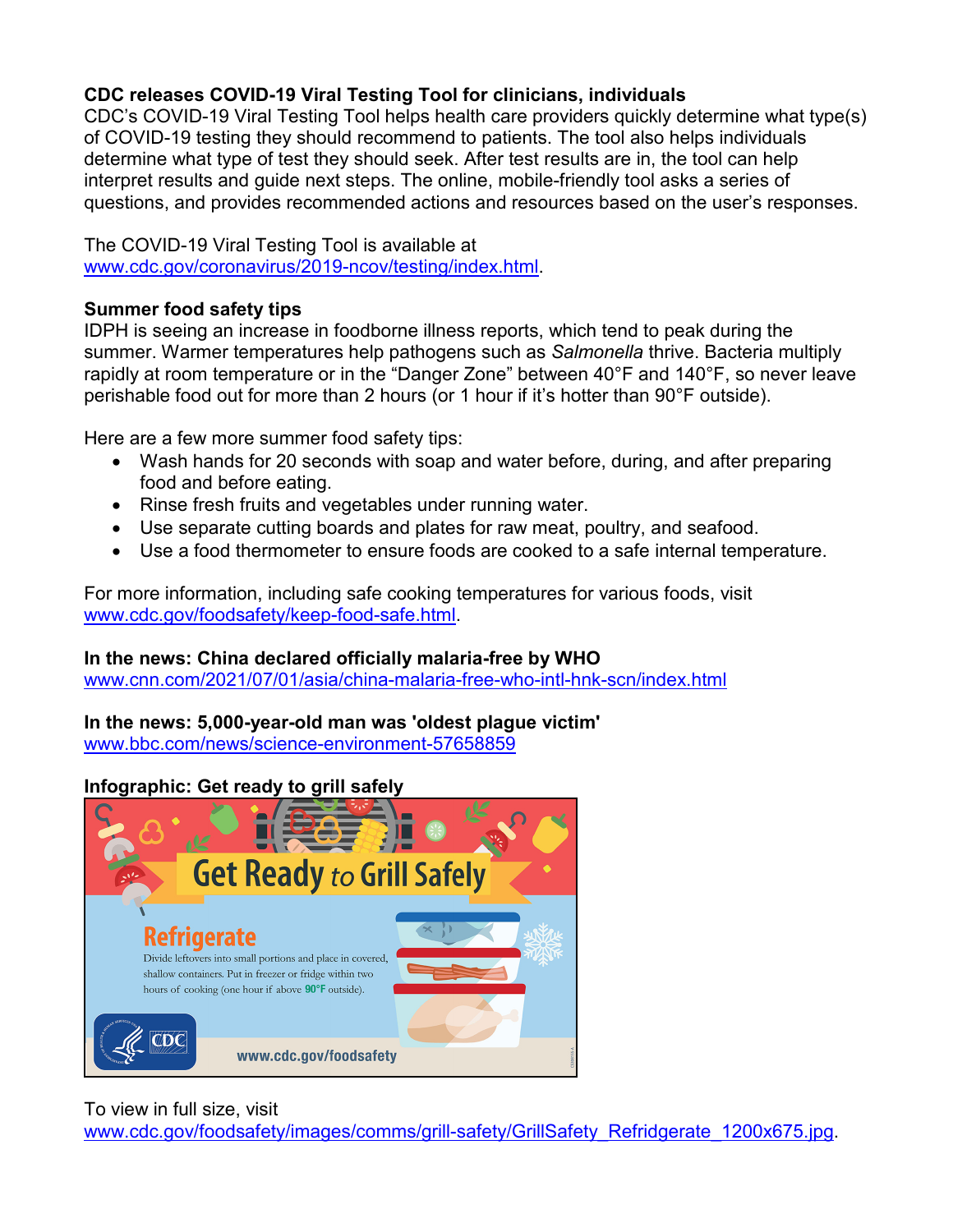**CDC releases COVID-19 Viral Testing Tool for clinicians, individuals**
CDC's COVID-19 Viral Testing Tool helps health care providers quickly determine what type(s) of COVID-19 testing they should recommend to patients. The tool also helps individuals determine what type of test they should seek. After test results are in, the tool can help interpret results and guide next steps. The online, mobile-friendly tool asks a series of questions, and provides recommended actions and resources based on the user's responses.

The COVID-19 Viral Testing Tool is available at www.cdc.gov/coronavirus/2019-ncov/testing/index.html.

**Summer food safety tips**
IDPH is seeing an increase in foodborne illness reports, which tend to peak during the summer. Warmer temperatures help pathogens such as *Salmonella* thrive. Bacteria multiply rapidly at room temperature or in the "Danger Zone" between 40°F and 140°F, so never leave perishable food out for more than 2 hours (or 1 hour if it's hotter than 90°F outside).

Here are a few more summer food safety tips:

- Wash hands for 20 seconds with soap and water before, during, and after preparing food and before eating.
- Rinse fresh fruits and vegetables under running water.
- Use separate cutting boards and plates for raw meat, poultry, and seafood.
- Use a food thermometer to ensure foods are cooked to a safe internal temperature.

For more information, including safe cooking temperatures for various foods, visit www.cdc.gov/foodsafety/keep-food-safe.html.

**In the news: China declared officially malaria-free by WHO**
www.cnn.com/2021/07/01/asia/china-malaria-free-who-intl-hnk-scn/index.html

**In the news: 5,000-year-old man was 'oldest plague victim'**
www.bbc.com/news/science-environment-57658859

**Infographic: Get ready to grill safely**

Get Ready to Grill Safely

Refrigerate

Divide leftovers into small portions and place in covered, shallow containers. Put in freezer or fridge within two hours of cooking (one hour if above 90°F outside).

CDC

www.cdc.gov/foodsafety

To view in full size, visit www.cdc.gov/foodsafety/images/comms/grill-safety/GrillSafety_Refridgerate_1200x675.jpg.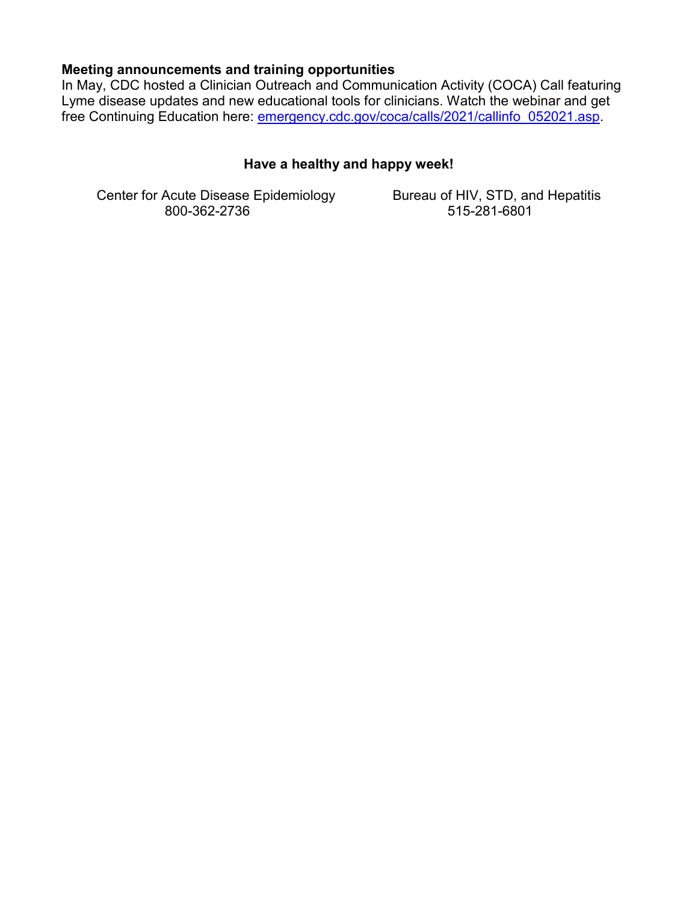### Meeting announcements and training opportunities

In May, CDC hosted a Clinician Outreach and Communication Activity (COCA) Call featuring Lyme disease updates and new educational tools for clinicians. Watch the webinar and get free Continuing Education here: [emergency.cdc.gov/coca/calls/2021/callinfo_052021.asp](emergency.cdc.gov/coca/calls/2021/callinfo_052021.asp).

**Have a healthy and happy week!**

Center for Acute Disease Epidemiology
800-362-2736

Bureau of HIV, STD, and Hepatitis
515-281-6801